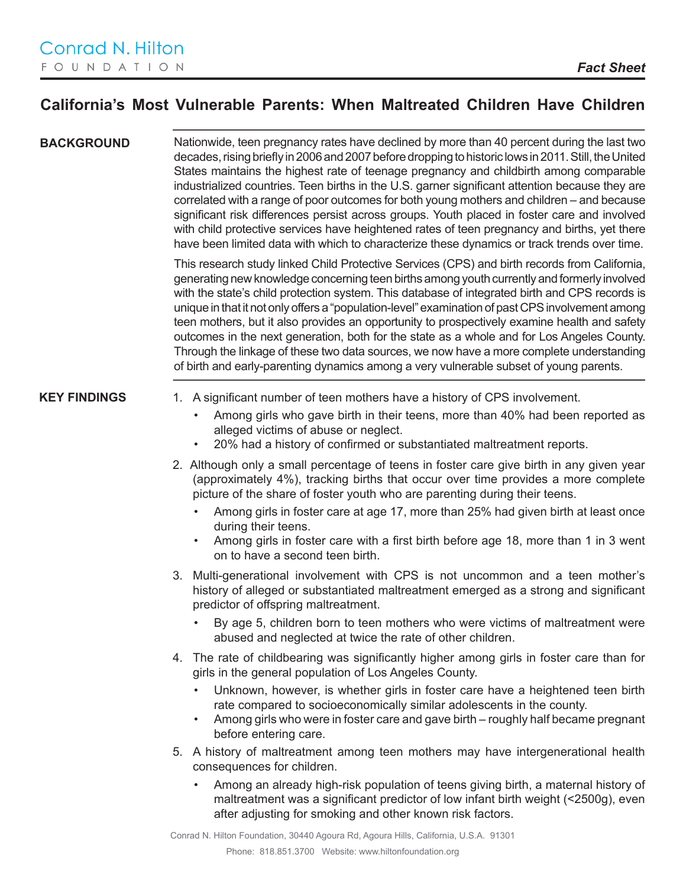Conrad N. Hilton
FOUNDATION

***Fact Sheet***

# California's Most Vulnerable Parents: When Maltreated Children Have Children

## BACKGROUND

Nationwide, teen pregnancy rates have declined by more than 40 percent during the last two decades, rising briefly in 2006 and 2007 before dropping to historic lows in 2011. Still, the United States maintains the highest rate of teenage pregnancy and childbirth among comparable industrialized countries. Teen births in the U.S. garner significant attention because they are correlated with a range of poor outcomes for both young mothers and children – and because significant risk differences persist across groups. Youth placed in foster care and involved with child protective services have heightened rates of teen pregnancy and births, yet there have been limited data with which to characterize these dynamics or track trends over time.

This research study linked Child Protective Services (CPS) and birth records from California, generating new knowledge concerning teen births among youth currently and formerly involved with the state's child protection system. This database of integrated birth and CPS records is unique in that it not only offers a "population-level" examination of past CPS involvement among teen mothers, but it also provides an opportunity to prospectively examine health and safety outcomes in the next generation, both for the state as a whole and for Los Angeles County. Through the linkage of these two data sources, we now have a more complete understanding of birth and early-parenting dynamics among a very vulnerable subset of young parents.

## KEY FINDINGS

1. A significant number of teen mothers have a history of CPS involvement.
   - Among girls who gave birth in their teens, more than 40% had been reported as alleged victims of abuse or neglect.
   - 20% had a history of confirmed or substantiated maltreatment reports.
2. Although only a small percentage of teens in foster care give birth in any given year (approximately 4%), tracking births that occur over time provides a more complete picture of the share of foster youth who are parenting during their teens.
   - Among girls in foster care at age 17, more than 25% had given birth at least once during their teens.
   - Among girls in foster care with a first birth before age 18, more than 1 in 3 went on to have a second teen birth.
3. Multi-generational involvement with CPS is not uncommon and a teen mother's history of alleged or substantiated maltreatment emerged as a strong and significant predictor of offspring maltreatment.
   - By age 5, children born to teen mothers who were victims of maltreatment were abused and neglected at twice the rate of other children.
4. The rate of childbearing was significantly higher among girls in foster care than for girls in the general population of Los Angeles County.
   - Unknown, however, is whether girls in foster care have a heightened teen birth rate compared to socioeconomically similar adolescents in the county.
   - Among girls who were in foster care and gave birth – roughly half became pregnant before entering care.
5. A history of maltreatment among teen mothers may have intergenerational health consequences for children.
   - Among an already high-risk population of teens giving birth, a maternal history of maltreatment was a significant predictor of low infant birth weight (<2500g), even after adjusting for smoking and other known risk factors.

Conrad N. Hilton Foundation, 30440 Agoura Rd, Agoura Hills, California, U.S.A. 91301
Phone: 818.851.3700 Website: www.hiltonfoundation.org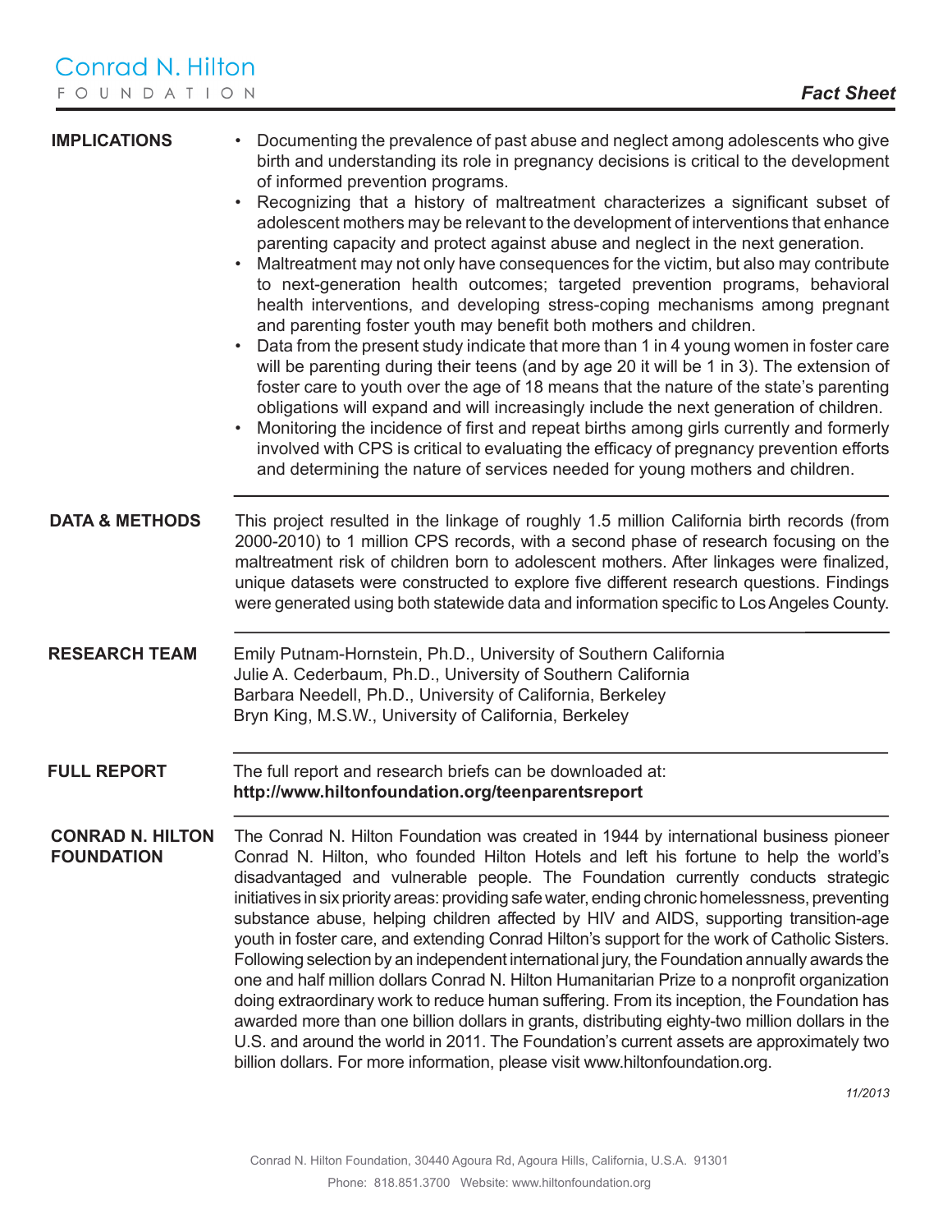Conrad N. Hilton
FOUNDATION

***Fact Sheet***

## IMPLICATIONS

- Documenting the prevalence of past abuse and neglect among adolescents who give birth and understanding its role in pregnancy decisions is critical to the development of informed prevention programs.
- Recognizing that a history of maltreatment characterizes a significant subset of adolescent mothers may be relevant to the development of interventions that enhance parenting capacity and protect against abuse and neglect in the next generation.
- Maltreatment may not only have consequences for the victim, but also may contribute to next-generation health outcomes; targeted prevention programs, behavioral health interventions, and developing stress-coping mechanisms among pregnant and parenting foster youth may benefit both mothers and children.
- Data from the present study indicate that more than 1 in 4 young women in foster care will be parenting during their teens (and by age 20 it will be 1 in 3). The extension of foster care to youth over the age of 18 means that the nature of the state's parenting obligations will expand and will increasingly include the next generation of children.
- Monitoring the incidence of first and repeat births among girls currently and formerly involved with CPS is critical to evaluating the efficacy of pregnancy prevention efforts and determining the nature of services needed for young mothers and children.

## DATA & METHODS

This project resulted in the linkage of roughly 1.5 million California birth records (from 2000-2010) to 1 million CPS records, with a second phase of research focusing on the maltreatment risk of children born to adolescent mothers. After linkages were finalized, unique datasets were constructed to explore five different research questions. Findings were generated using both statewide data and information specific to Los Angeles County.

## RESEARCH TEAM

Emily Putnam-Hornstein, Ph.D., University of Southern California
Julie A. Cederbaum, Ph.D., University of Southern California
Barbara Needell, Ph.D., University of California, Berkeley
Bryn King, M.S.W., University of California, Berkeley

## FULL REPORT

The full report and research briefs can be downloaded at:
**http://www.hiltonfoundation.org/teenparentsreport**

## CONRAD N. HILTON FOUNDATION

The Conrad N. Hilton Foundation was created in 1944 by international business pioneer Conrad N. Hilton, who founded Hilton Hotels and left his fortune to help the world's disadvantaged and vulnerable people. The Foundation currently conducts strategic initiatives in six priority areas: providing safe water, ending chronic homelessness, preventing substance abuse, helping children affected by HIV and AIDS, supporting transition-age youth in foster care, and extending Conrad Hilton's support for the work of Catholic Sisters. Following selection by an independent international jury, the Foundation annually awards the one and half million dollars Conrad N. Hilton Humanitarian Prize to a nonprofit organization doing extraordinary work to reduce human suffering. From its inception, the Foundation has awarded more than one billion dollars in grants, distributing eighty-two million dollars in the U.S. and around the world in 2011. The Foundation's current assets are approximately two billion dollars. For more information, please visit www.hiltonfoundation.org.

*11/2013*

Conrad N. Hilton Foundation, 30440 Agoura Rd, Agoura Hills, California, U.S.A. 91301
Phone: 818.851.3700 Website: www.hiltonfoundation.org